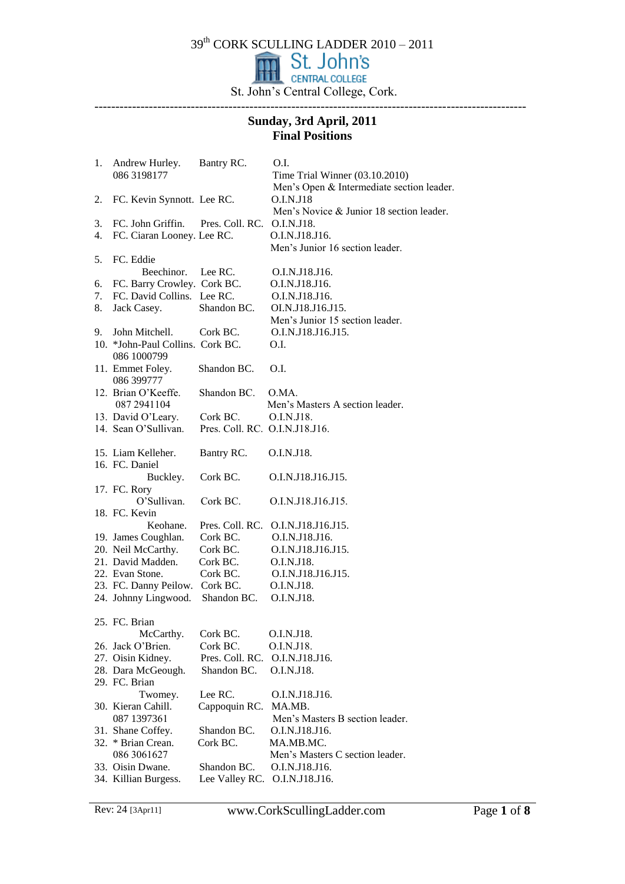# 39th CORK SCULLING LADDER 2010 – 2011

St. John's CENTRAL COLLEGE

St. John's Central College, Cork.

---

## Sunday, 3rd April, 2011
## Final Positions

| # | Name | Club | Sections |
|---|---|---|---|
| 1. | Andrew Hurley. 086 3198177 | Bantry RC. | O.I. Time Trial Winner (03.10.2010) Men's Open & Intermediate section leader. |
| 2. | FC. Kevin Synnott. | Lee RC. | O.I.N.J18 Men's Novice & Junior 18 section leader. |
| 3. | FC. John Griffin. | Pres. Coll. RC. | O.I.N.J18. |
| 4. | FC. Ciaran Looney. | Lee RC. | O.I.N.J18.J16. Men's Junior 16 section leader. |
| 5. | FC. Eddie Beechinor. | Lee RC. | O.I.N.J18.J16. |
| 6. | FC. Barry Crowley. | Cork BC. | O.I.N.J18.J16. |
| 7. | FC. David Collins. | Lee RC. | O.I.N.J18.J16. |
| 8. | Jack Casey. | Shandon BC. | OI.N.J18.J16.J15. Men's Junior 15 section leader. |
| 9. | John Mitchell. | Cork BC. | O.I.N.J18.J16.J15. |
| 10. | *John-Paul Collins. 086 1000799 | Cork BC. | O.I. |
| 11. | Emmet Foley. 086 399777 | Shandon BC. | O.I. |
| 12. | Brian O'Keeffe. 087 2941104 | Shandon BC. | O.MA. Men's Masters A section leader. |
| 13. | David O'Leary. | Cork BC. | O.I.N.J18. |
| 14. | Sean O'Sullivan. | Pres. Coll. RC. | O.I.N.J18.J16. |
| 15. | Liam Kelleher. | Bantry RC. | O.I.N.J18. |
| 16. | FC. Daniel Buckley. | Cork BC. | O.I.N.J18.J16.J15. |
| 17. | FC. Rory O'Sullivan. | Cork BC. | O.I.N.J18.J16.J15. |
| 18. | FC. Kevin Keohane. | Pres. Coll. RC. | O.I.N.J18.J16.J15. |
| 19. | James Coughlan. | Cork BC. | O.I.N.J18.J16. |
| 20. | Neil McCarthy. | Cork BC. | O.I.N.J18.J16.J15. |
| 21. | David Madden. | Cork BC. | O.I.N.J18. |
| 22. | Evan Stone. | Cork BC. | O.I.N.J18.J16.J15. |
| 23. | FC. Danny Peilow. | Cork BC. | O.I.N.J18. |
| 24. | Johnny Lingwood. | Shandon BC. | O.I.N.J18. |
| 25. | FC. Brian McCarthy. | Cork BC. | O.I.N.J18. |
| 26. | Jack O'Brien. | Cork BC. | O.I.N.J18. |
| 27. | Oisin Kidney. | Pres. Coll. RC. | O.I.N.J18.J16. |
| 28. | Dara McGeough. | Shandon BC. | O.I.N.J18. |
| 29. | FC. Brian Twomey. | Lee RC. | O.I.N.J18.J16. |
| 30. | Kieran Cahill. 087 1397361 | Cappoquin RC. | MA.MB. Men's Masters B section leader. |
| 31. | Shane Coffey. | Shandon BC. | O.I.N.J18.J16. |
| 32. | * Brian Crean. 086 3061627 | Cork BC. | MA.MB.MC. Men's Masters C section leader. |
| 33. | Oisin Dwane. | Shandon BC. | O.I.N.J18.J16. |
| 34. | Killian Burgess. | Lee Valley RC. | O.I.N.J18.J16. |

Rev: 24 [3Apr11] www.CorkScullingLadder.com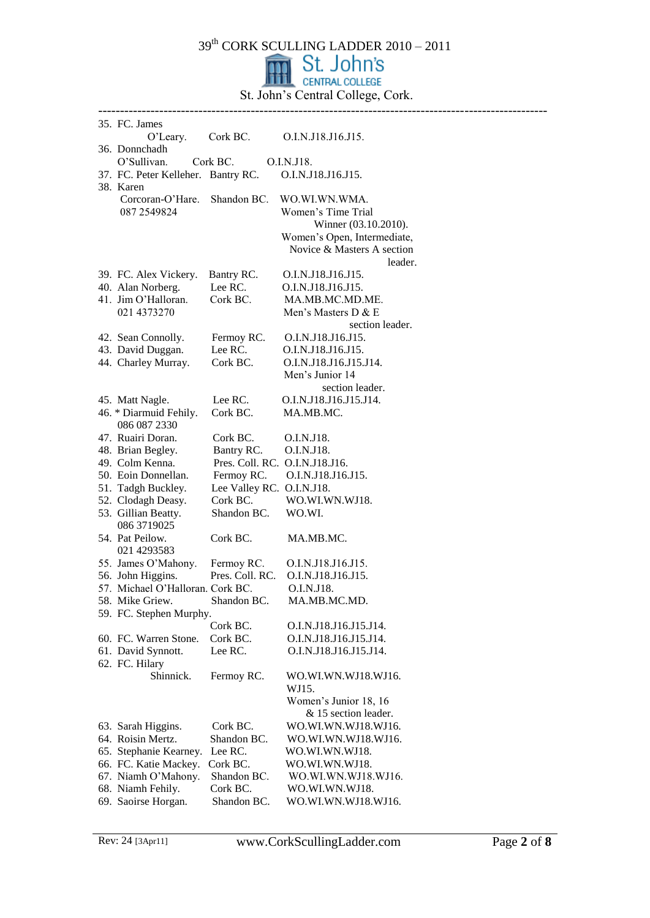| No. | Name | Club | Sections |
|---|---|---|---|
| 35. | FC. James O'Leary. | Cork BC. | O.I.N.J18.J16.J15. |
| 36. | Donnchadh O'Sullivan. | Cork BC. | O.I.N.J18. |
| 37. | FC. Peter Kelleher. | Bantry RC. | O.I.N.J18.J16.J15. |
| 38. | Karen Corcoran-O'Hare. 087 2549824 | Shandon BC. | WO.WI.WN.WMA. Women's Time Trial Winner (03.10.2010). Women's Open, Intermediate, Novice & Masters A section leader. |
| 39. | FC. Alex Vickery. | Bantry RC. | O.I.N.J18.J16.J15. |
| 40. | Alan Norberg. | Lee RC. | O.I.N.J18.J16.J15. |
| 41. | Jim O'Halloran. 021 4373270 | Cork BC. | MA.MB.MC.MD.ME. Men's Masters D & E section leader. |
| 42. | Sean Connolly. | Fermoy RC. | O.I.N.J18.J16.J15. |
| 43. | David Duggan. | Lee RC. | O.I.N.J18.J16.J15. |
| 44. | Charley Murray. | Cork BC. | O.I.N.J18.J16.J15.J14. Men's Junior 14 section leader. |
| 45. | Matt Nagle. | Lee RC. | O.I.N.J18.J16.J15.J14. |
| 46. | * Diarmuid Fehily. 086 087 2330 | Cork BC. | MA.MB.MC. |
| 47. | Ruairi Doran. | Cork BC. | O.I.N.J18. |
| 48. | Brian Begley. | Bantry RC. | O.I.N.J18. |
| 49. | Colm Kenna. | Pres. Coll. RC. | O.I.N.J18.J16. |
| 50. | Eoin Donnellan. | Fermoy RC. | O.I.N.J18.J16.J15. |
| 51. | Tadgh Buckley. | Lee Valley RC. | O.I.N.J18. |
| 52. | Clodagh Deasy. | Cork BC. | WO.WI.WN.WJ18. |
| 53. | Gillian Beatty. 086 3719025 | Shandon BC. | WO.WI. |
| 54. | Pat Peilow. 021 4293583 | Cork BC. | MA.MB.MC. |
| 55. | James O'Mahony. | Fermoy RC. | O.I.N.J18.J16.J15. |
| 56. | John Higgins. | Pres. Coll. RC. | O.I.N.J18.J16.J15. |
| 57. | Michael O'Halloran. | Cork BC. | O.I.N.J18. |
| 58. | Mike Griew. | Shandon BC. | MA.MB.MC.MD. |
| 59. | FC. Stephen Murphy. | Cork BC. | O.I.N.J18.J16.J15.J14. |
| 60. | FC. Warren Stone. | Cork BC. | O.I.N.J18.J16.J15.J14. |
| 61. | David Synnott. | Lee RC. | O.I.N.J18.J16.J15.J14. |
| 62. | FC. Hilary Shinnick. | Fermoy RC. | WO.WI.WN.WJ18.WJ16. WJ15. Women's Junior 18, 16 & 15 section leader. |
| 63. | Sarah Higgins. | Cork BC. | WO.WI.WN.WJ18.WJ16. |
| 64. | Roisin Mertz. | Shandon BC. | WO.WI.WN.WJ18.WJ16. |
| 65. | Stephanie Kearney. | Lee RC. | WO.WI.WN.WJ18. |
| 66. | FC. Katie Mackey. | Cork BC. | WO.WI.WN.WJ18. |
| 67. | Niamh O'Mahony. | Shandon BC. | WO.WI.WN.WJ18.WJ16. |
| 68. | Niamh Fehily. | Cork BC. | WO.WI.WN.WJ18. |
| 69. | Saoirse Horgan. | Shandon BC. | WO.WI.WN.WJ18.WJ16. |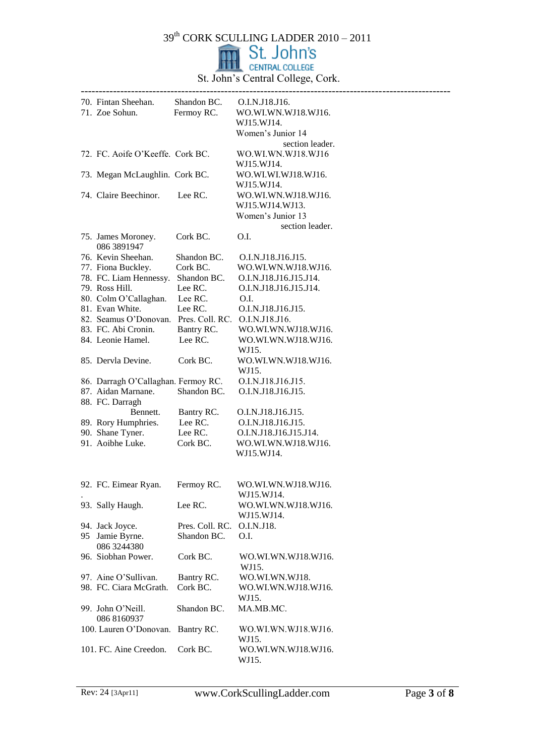39th CORK SCULLING LADDER 2010 – 2011

St. John's CENTRAL COLLEGE

St. John's Central College, Cork.

---

| No. | Name | Club | Categories |
|---|---|---|---|
| 70. | Fintan Sheehan. | Shandon BC. | O.I.N.J18.J16. |
| 71. | Zoe Sohun. | Fermoy RC. | WO.WI.WN.WJ18.WJ16. WJ15.WJ14. Women's Junior 14 section leader. |
| 72. | FC. Aoife O'Keeffe. | Cork BC. | WO.WI.WN.WJ18.WJ16 WJ15.WJ14. |
| 73. | Megan McLaughlin. | Cork BC. | WO.WI.WI.WJ18.WJ16. WJ15.WJ14. |
| 74. | Claire Beechinor. | Lee RC. | WO.WI.WN.WJ18.WJ16. WJ15.WJ14.WJ13. Women's Junior 13 section leader. |
| 75. | James Moroney. 086 3891947 | Cork BC. | O.I. |
| 76. | Kevin Sheehan. | Shandon BC. | O.I.N.J18.J16.J15. |
| 77. | Fiona Buckley. | Cork BC. | WO.WI.WN.WJ18.WJ16. |
| 78. | FC. Liam Hennessy. | Shandon BC. | O.I.N.J18.J16.J15.J14. |
| 79. | Ross Hill. | Lee RC. | O.I.N.J18.J16.J15.J14. |
| 80. | Colm O'Callaghan. | Lee RC. | O.I. |
| 81. | Evan White. | Lee RC. | O.I.N.J18.J16.J15. |
| 82. | Seamus O'Donovan. | Pres. Coll. RC. | O.I.N.J18.J16. |
| 83. | FC. Abi Cronin. | Bantry RC. | WO.WI.WN.WJ18.WJ16. |
| 84. | Leonie Hamel. | Lee RC. | WO.WI.WN.WJ18.WJ16. WJ15. |
| 85. | Dervla Devine. | Cork BC. | WO.WI.WN.WJ18.WJ16. WJ15. |
| 86. | Darragh O'Callaghan. | Fermoy RC. | O.I.N.J18.J16.J15. |
| 87. | Aidan Marnane. | Shandon BC. | O.I.N.J18.J16.J15. |
| 88. | FC. Darragh Bennett. | Bantry RC. | O.I.N.J18.J16.J15. |
| 89. | Rory Humphries. | Lee RC. | O.I.N.J18.J16.J15. |
| 90. | Shane Tyner. | Lee RC. | O.I.N.J18.J16.J15.J14. |
| 91. | Aoibhe Luke. | Cork BC. | WO.WI.WN.WJ18.WJ16. WJ15.WJ14. |
| 92. | FC. Eimear Ryan. | Fermoy RC. | WO.WI.WN.WJ18.WJ16. WJ15.WJ14. |
| 93. | Sally Haugh. | Lee RC. | WO.WI.WN.WJ18.WJ16. WJ15.WJ14. |
| 94. | Jack Joyce. | Pres. Coll. RC. | O.I.N.J18. |
| 95 | Jamie Byrne. 086 3244380 | Shandon BC. | O.I. |
| 96. | Siobhan Power. | Cork BC. | WO.WI.WN.WJ18.WJ16. WJ15. |
| 97. | Aine O'Sullivan. | Bantry RC. | WO.WI.WN.WJ18. |
| 98. | FC. Ciara McGrath. | Cork BC. | WO.WI.WN.WJ18.WJ16. WJ15. |
| 99. | John O'Neill. 086 8160937 | Shandon BC. | MA.MB.MC. |
| 100. | Lauren O'Donovan. | Bantry RC. | WO.WI.WN.WJ18.WJ16. WJ15. |
| 101. | FC. Aine Creedon. | Cork BC. | WO.WI.WN.WJ18.WJ16. WJ15. |

Rev: 24 [3Apr11] www.CorkScullingLadder.com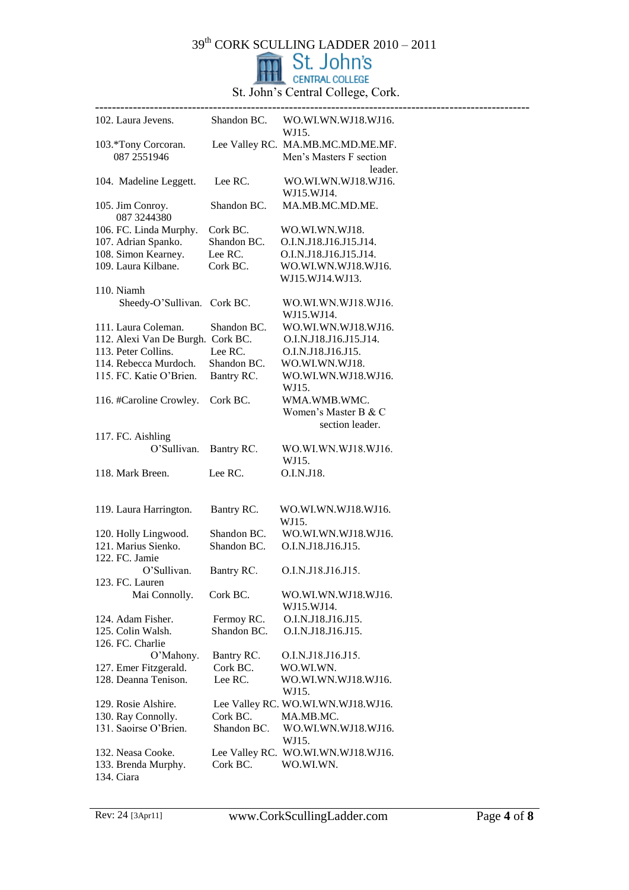# 39th CORK SCULLING LADDER 2010 – 2011

St. John's Central College

St. John's Central College, Cork.

---

| | | |
|---|---|---|
| 102. Laura Jevens. | Shandon BC. | WO.WI.WN.WJ18.WJ16.WJ15. |
| 103.*Tony Corcoran. 087 2551946 | Lee Valley RC. | MA.MB.MC.MD.ME.MF. Men's Masters F section leader. |
| 104. Madeline Leggett. | Lee RC. | WO.WI.WN.WJ18.WJ16.WJ15.WJ14. |
| 105. Jim Conroy. 087 3244380 | Shandon BC. | MA.MB.MC.MD.ME. |
| 106. FC. Linda Murphy. | Cork BC. | WO.WI.WN.WJ18. |
| 107. Adrian Spanko. | Shandon BC. | O.I.N.J18.J16.J15.J14. |
| 108. Simon Kearney. | Lee RC. | O.I.N.J18.J16.J15.J14. |
| 109. Laura Kilbane. | Cork BC. | WO.WI.WN.WJ18.WJ16.WJ15.WJ14.WJ13. |
| 110. Niamh Sheedy-O'Sullivan. | Cork BC. | WO.WI.WN.WJ18.WJ16.WJ15.WJ14. |
| 111. Laura Coleman. | Shandon BC. | WO.WI.WN.WJ18.WJ16. |
| 112. Alexi Van De Burgh. | Cork BC. | O.I.N.J18.J16.J15.J14. |
| 113. Peter Collins. | Lee RC. | O.I.N.J18.J16.J15. |
| 114. Rebecca Murdoch. | Shandon BC. | WO.WI.WN.WJ18. |
| 115. FC. Katie O'Brien. | Bantry RC. | WO.WI.WN.WJ18.WJ16.WJ15. |
| 116. #Caroline Crowley. | Cork BC. | WMA.WMB.WMC. Women's Master B & C section leader. |
| 117. FC. Aishling O'Sullivan. | Bantry RC. | WO.WI.WN.WJ18.WJ16.WJ15. |
| 118. Mark Breen. | Lee RC. | O.I.N.J18. |
| 119. Laura Harrington. | Bantry RC. | WO.WI.WN.WJ18.WJ16.WJ15. |
| 120. Holly Lingwood. | Shandon BC. | WO.WI.WN.WJ18.WJ16. |
| 121. Marius Sienko. | Shandon BC. | O.I.N.J18.J16.J15. |
| 122. FC. Jamie O'Sullivan. | Bantry RC. | O.I.N.J18.J16.J15. |
| 123. FC. Lauren Mai Connolly. | Cork BC. | WO.WI.WN.WJ18.WJ16.WJ15.WJ14. |
| 124. Adam Fisher. | Fermoy RC. | O.I.N.J18.J16.J15. |
| 125. Colin Walsh. | Shandon BC. | O.I.N.J18.J16.J15. |
| 126. FC. Charlie O'Mahony. | Bantry RC. | O.I.N.J18.J16.J15. |
| 127. Emer Fitzgerald. | Cork BC. | WO.WI.WN. |
| 128. Deanna Tenison. | Lee RC. | WO.WI.WN.WJ18.WJ16.WJ15. |
| 129. Rosie Alshire. | Lee Valley RC. | WO.WI.WN.WJ18.WJ16. |
| 130. Ray Connolly. | Cork BC. | MA.MB.MC. |
| 131. Saoirse O'Brien. | Shandon BC. | WO.WI.WN.WJ18.WJ16.WJ15. |
| 132. Neasa Cooke. | Lee Valley RC. | WO.WI.WN.WJ18.WJ16. |
| 133. Brenda Murphy. | Cork BC. | WO.WI.WN. |
| 134. Ciara | | |

Rev: 24 [3Apr11] www.CorkScullingLadder.com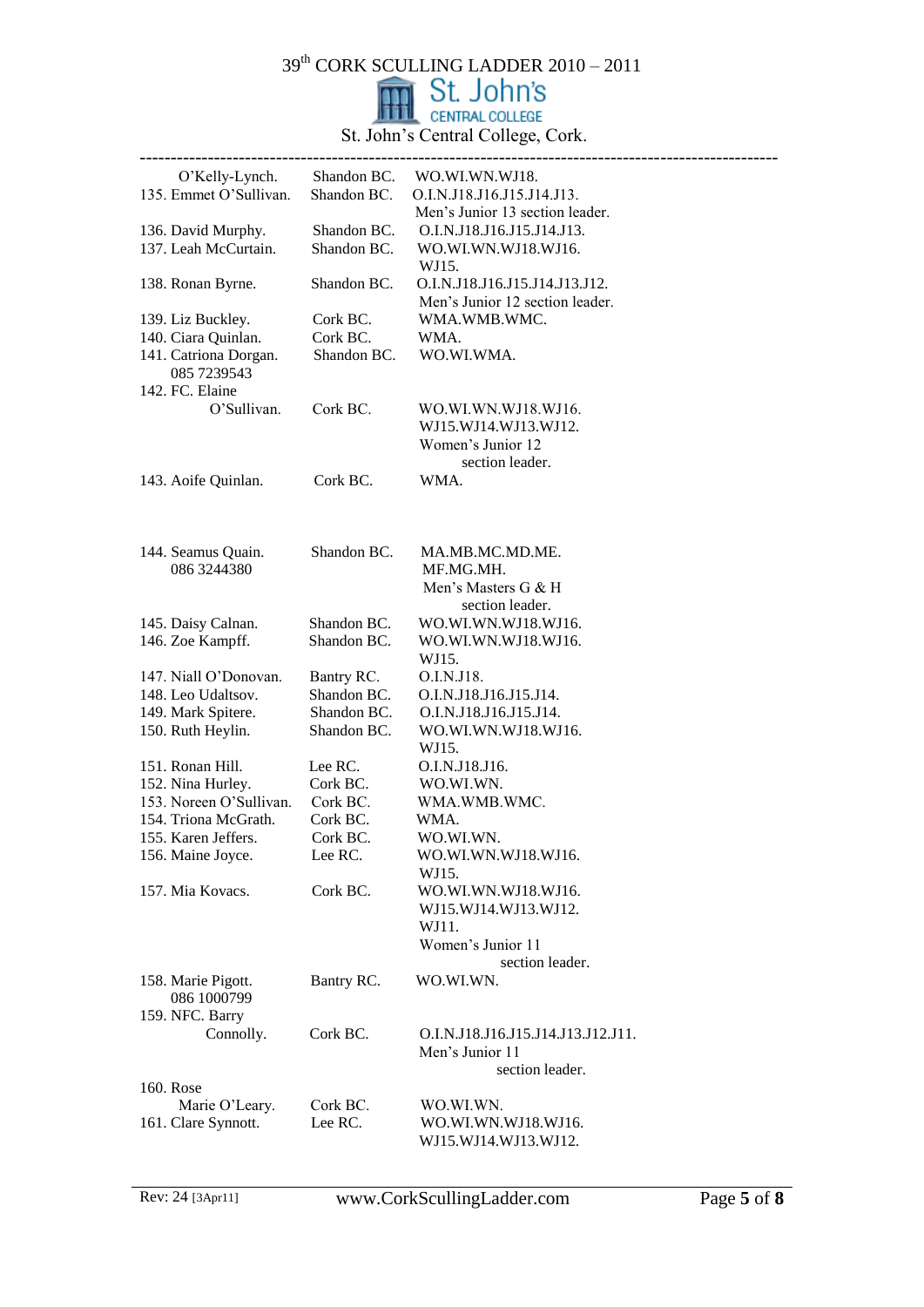| | | |
|---|---|---|
| O'Kelly-Lynch. | Shandon BC. | WO.WI.WN.WJ18. |
| 135. Emmet O'Sullivan. | Shandon BC. | O.I.N.J18.J16.J15.J14.J13. Men's Junior 13 section leader. |
| 136. David Murphy. | Shandon BC. | O.I.N.J18.J16.J15.J14.J13. |
| 137. Leah McCurtain. | Shandon BC. | WO.WI.WN.WJ18.WJ16. WJ15. |
| 138. Ronan Byrne. | Shandon BC. | O.I.N.J18.J16.J15.J14.J13.J12. Men's Junior 12 section leader. |
| 139. Liz Buckley. | Cork BC. | WMA.WMB.WMC. |
| 140. Ciara Quinlan. | Cork BC. | WMA. |
| 141. Catriona Dorgan. 085 7239543 | Shandon BC. | WO.WI.WMA. |
| 142. FC. Elaine O'Sullivan. | Cork BC. | WO.WI.WN.WJ18.WJ16. WJ15.WJ14.WJ13.WJ12. Women's Junior 12 section leader. |
| 143. Aoife Quinlan. | Cork BC. | WMA. |
| 144. Seamus Quain. 086 3244380 | Shandon BC. | MA.MB.MC.MD.ME. MF.MG.MH. Men's Masters G & H section leader. |
| 145. Daisy Calnan. | Shandon BC. | WO.WI.WN.WJ18.WJ16. |
| 146. Zoe Kampff. | Shandon BC. | WO.WI.WN.WJ18.WJ16. WJ15. |
| 147. Niall O'Donovan. | Bantry RC. | O.I.N.J18. |
| 148. Leo Udaltsov. | Shandon BC. | O.I.N.J18.J16.J15.J14. |
| 149. Mark Spitere. | Shandon BC. | O.I.N.J18.J16.J15.J14. |
| 150. Ruth Heylin. | Shandon BC. | WO.WI.WN.WJ18.WJ16. WJ15. |
| 151. Ronan Hill. | Lee RC. | O.I.N.J18.J16. |
| 152. Nina Hurley. | Cork BC. | WO.WI.WN. |
| 153. Noreen O'Sullivan. | Cork BC. | WMA.WMB.WMC. |
| 154. Triona McGrath. | Cork BC. | WMA. |
| 155. Karen Jeffers. | Cork BC. | WO.WI.WN. |
| 156. Maine Joyce. | Lee RC. | WO.WI.WN.WJ18.WJ16. WJ15. |
| 157. Mia Kovacs. | Cork BC. | WO.WI.WN.WJ18.WJ16. WJ15.WJ14.WJ13.WJ12. WJ11. Women's Junior 11 section leader. |
| 158. Marie Pigott. 086 1000799 | Bantry RC. | WO.WI.WN. |
| 159. NFC. Barry Connolly. | Cork BC. | O.I.N.J18.J16.J15.J14.J13.J12.J11. Men's Junior 11 section leader. |
| 160. Rose Marie O'Leary. | Cork BC. | WO.WI.WN. |
| 161. Clare Synnott. | Lee RC. | WO.WI.WN.WJ18.WJ16. WJ15.WJ14.WJ13.WJ12. |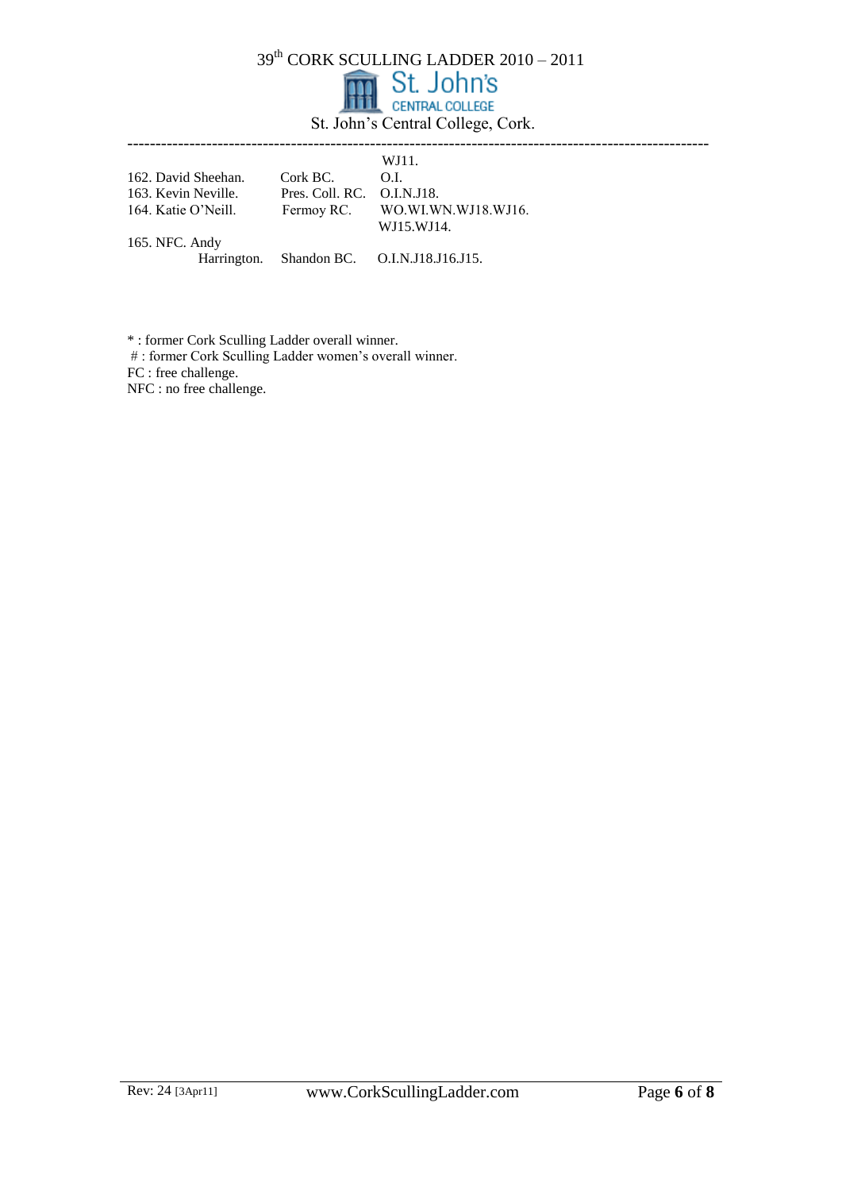# 39th CORK SCULLING LADDER 2010 – 2011

St. John's Central College, Cork.

---

| | | |
|---|---|---|
| | | WJ11. |
| 162. David Sheehan. | Cork BC. | O.I. |
| 163. Kevin Neville. | Pres. Coll. RC. | O.I.N.J18. |
| 164. Katie O'Neill. | Fermoy RC. | WO.WI.WN.WJ18.WJ16.WJ15.WJ14. |
| 165. NFC. Andy Harrington. | Shandon BC. | O.I.N.J18.J16.J15. |

* : former Cork Sculling Ladder overall winner.
# : former Cork Sculling Ladder women's overall winner.
FC : free challenge.
NFC : no free challenge.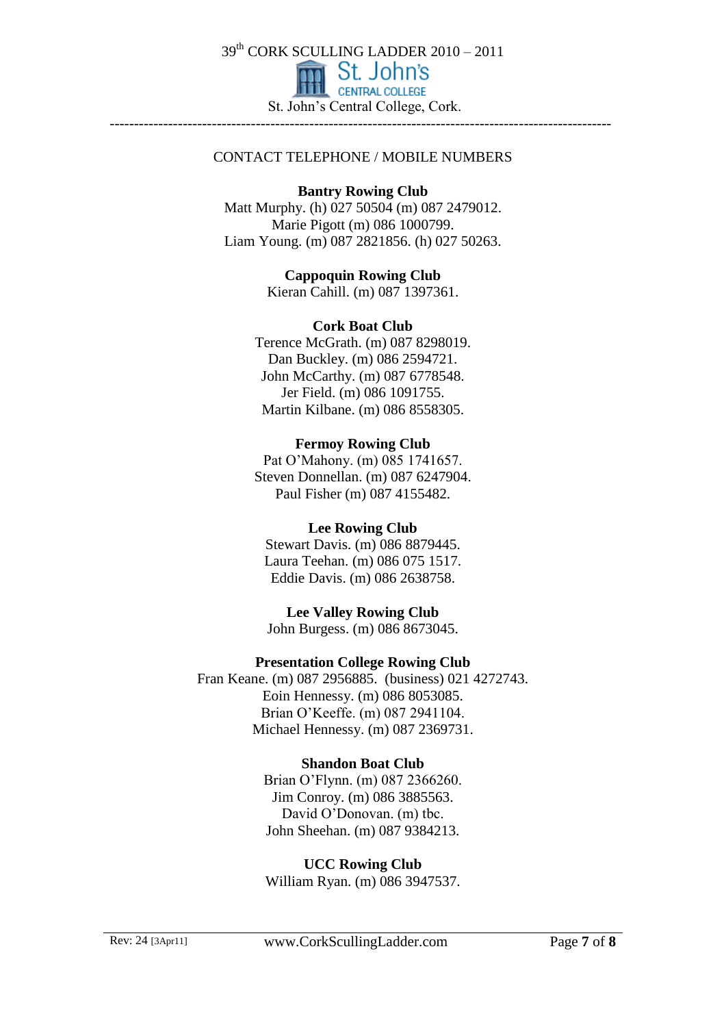## CONTACT TELEPHONE / MOBILE NUMBERS

**Bantry Rowing Club**

Matt Murphy. (h) 027 50504 (m) 087 2479012.
Marie Pigott (m) 086 1000799.
Liam Young. (m) 087 2821856. (h) 027 50263.

**Cappoquin Rowing Club**

Kieran Cahill. (m) 087 1397361.

**Cork Boat Club**

Terence McGrath. (m) 087 8298019.
Dan Buckley. (m) 086 2594721.
John McCarthy. (m) 087 6778548.
Jer Field. (m) 086 1091755.
Martin Kilbane. (m) 086 8558305.

**Fermoy Rowing Club**

Pat O'Mahony. (m) 085 1741657.
Steven Donnellan. (m) 087 6247904.
Paul Fisher (m) 087 4155482.

**Lee Rowing Club**

Stewart Davis. (m) 086 8879445.
Laura Teehan. (m) 086 075 1517.
Eddie Davis. (m) 086 2638758.

**Lee Valley Rowing Club**

John Burgess. (m) 086 8673045.

**Presentation College Rowing Club**

Fran Keane. (m) 087 2956885. (business) 021 4272743.
Eoin Hennessy. (m) 086 8053085.
Brian O'Keeffe. (m) 087 2941104.
Michael Hennessy. (m) 087 2369731.

**Shandon Boat Club**

Brian O'Flynn. (m) 087 2366260.
Jim Conroy. (m) 086 3885563.
David O'Donovan. (m) tbc.
John Sheehan. (m) 087 9384213.

**UCC Rowing Club**

William Ryan. (m) 086 3947537.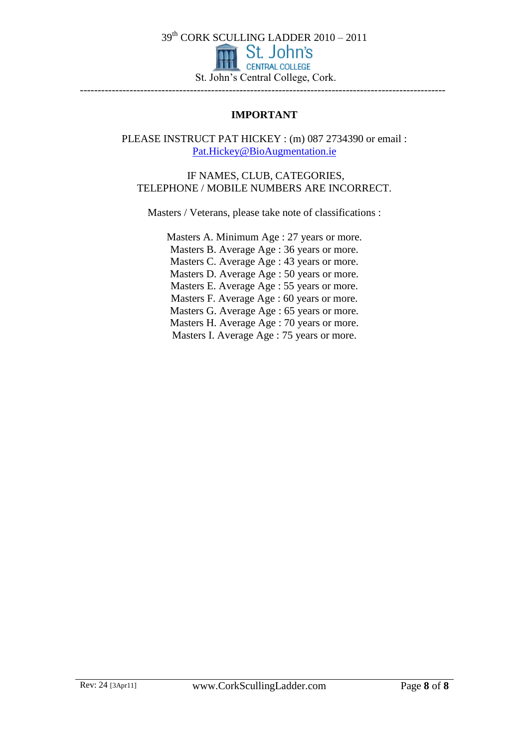**IMPORTANT**

PLEASE INSTRUCT PAT HICKEY : (m) 087 2734390 or email : Pat.Hickey@BioAugmentation.ie

IF NAMES, CLUB, CATEGORIES,
TELEPHONE / MOBILE NUMBERS ARE INCORRECT.

Masters / Veterans, please take note of classifications :

Masters A. Minimum Age : 27 years or more.
Masters B. Average Age : 36 years or more.
Masters C. Average Age : 43 years or more.
Masters D. Average Age : 50 years or more.
Masters E. Average Age : 55 years or more.
Masters F. Average Age : 60 years or more.
Masters G. Average Age : 65 years or more.
Masters H. Average Age : 70 years or more.
Masters I. Average Age : 75 years or more.